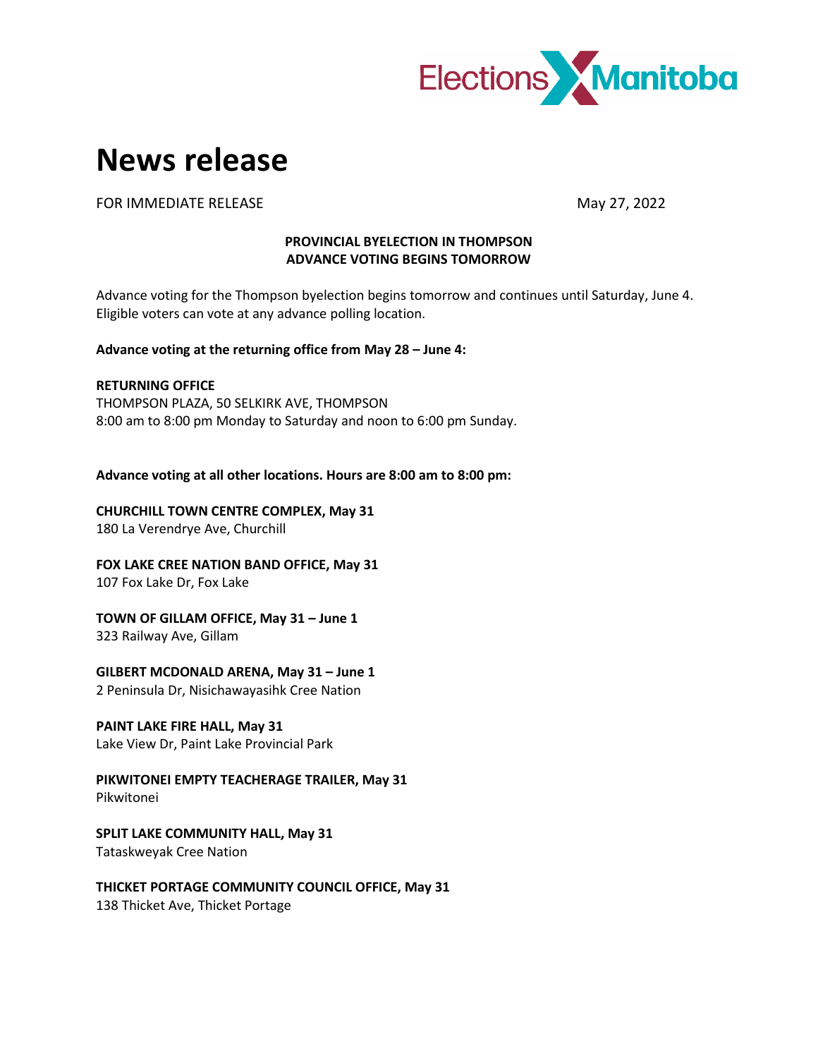Elections Manitoba

# News release

FOR IMMEDIATE RELEASE May 27, 2022

**PROVINCIAL BYELECTION IN THOMPSON**
**ADVANCE VOTING BEGINS TOMORROW**

Advance voting for the Thompson byelection begins tomorrow and continues until Saturday, June 4. Eligible voters can vote at any advance polling location.

**Advance voting at the returning office from May 28 – June 4:**

**RETURNING OFFICE**
THOMPSON PLAZA, 50 SELKIRK AVE, THOMPSON
8:00 am to 8:00 pm Monday to Saturday and noon to 6:00 pm Sunday.

**Advance voting at all other locations. Hours are 8:00 am to 8:00 pm:**

**CHURCHILL TOWN CENTRE COMPLEX, May 31**
180 La Verendrye Ave, Churchill

**FOX LAKE CREE NATION BAND OFFICE, May 31**
107 Fox Lake Dr, Fox Lake

**TOWN OF GILLAM OFFICE, May 31 – June 1**
323 Railway Ave, Gillam

**GILBERT MCDONALD ARENA, May 31 – June 1**
2 Peninsula Dr, Nisichawayasihk Cree Nation

**PAINT LAKE FIRE HALL, May 31**
Lake View Dr, Paint Lake Provincial Park

**PIKWITONEI EMPTY TEACHERAGE TRAILER, May 31**
Pikwitonei

**SPLIT LAKE COMMUNITY HALL, May 31**
Tataskweyak Cree Nation

**THICKET PORTAGE COMMUNITY COUNCIL OFFICE, May 31**
138 Thicket Ave, Thicket Portage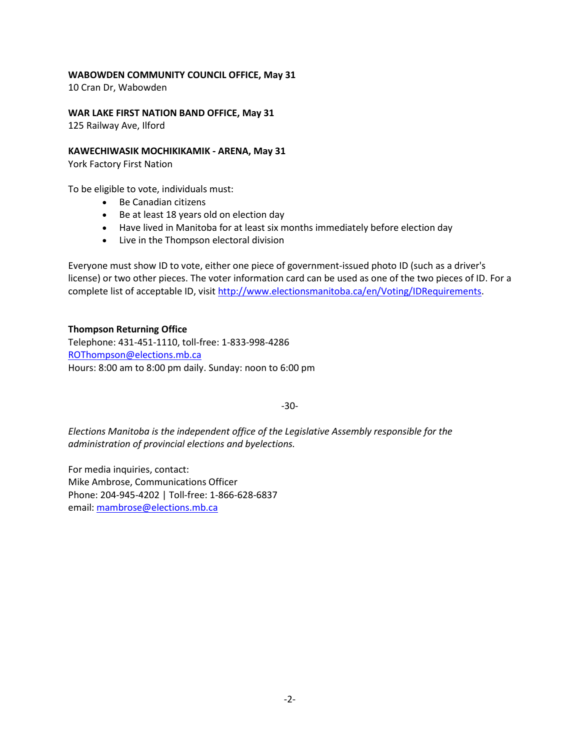**WABOWDEN COMMUNITY COUNCIL OFFICE, May 31**
10 Cran Dr, Wabowden

**WAR LAKE FIRST NATION BAND OFFICE, May 31**
125 Railway Ave, Ilford

**KAWECHIWASIK MOCHIKIKAMIK - ARENA, May 31**
York Factory First Nation

To be eligible to vote, individuals must:

- Be Canadian citizens
- Be at least 18 years old on election day
- Have lived in Manitoba for at least six months immediately before election day
- Live in the Thompson electoral division

Everyone must show ID to vote, either one piece of government-issued photo ID (such as a driver's license) or two other pieces. The voter information card can be used as one of the two pieces of ID. For a complete list of acceptable ID, visit http://www.electionsmanitoba.ca/en/Voting/IDRequirements.

**Thompson Returning Office**
Telephone: 431-451-1110, toll-free: 1-833-998-4286
ROThompson@elections.mb.ca
Hours: 8:00 am to 8:00 pm daily. Sunday: noon to 6:00 pm

-30-

*Elections Manitoba is the independent office of the Legislative Assembly responsible for the administration of provincial elections and byelections.*

For media inquiries, contact:
Mike Ambrose, Communications Officer
Phone: 204-945-4202 | Toll-free: 1-866-628-6837
email: mambrose@elections.mb.ca